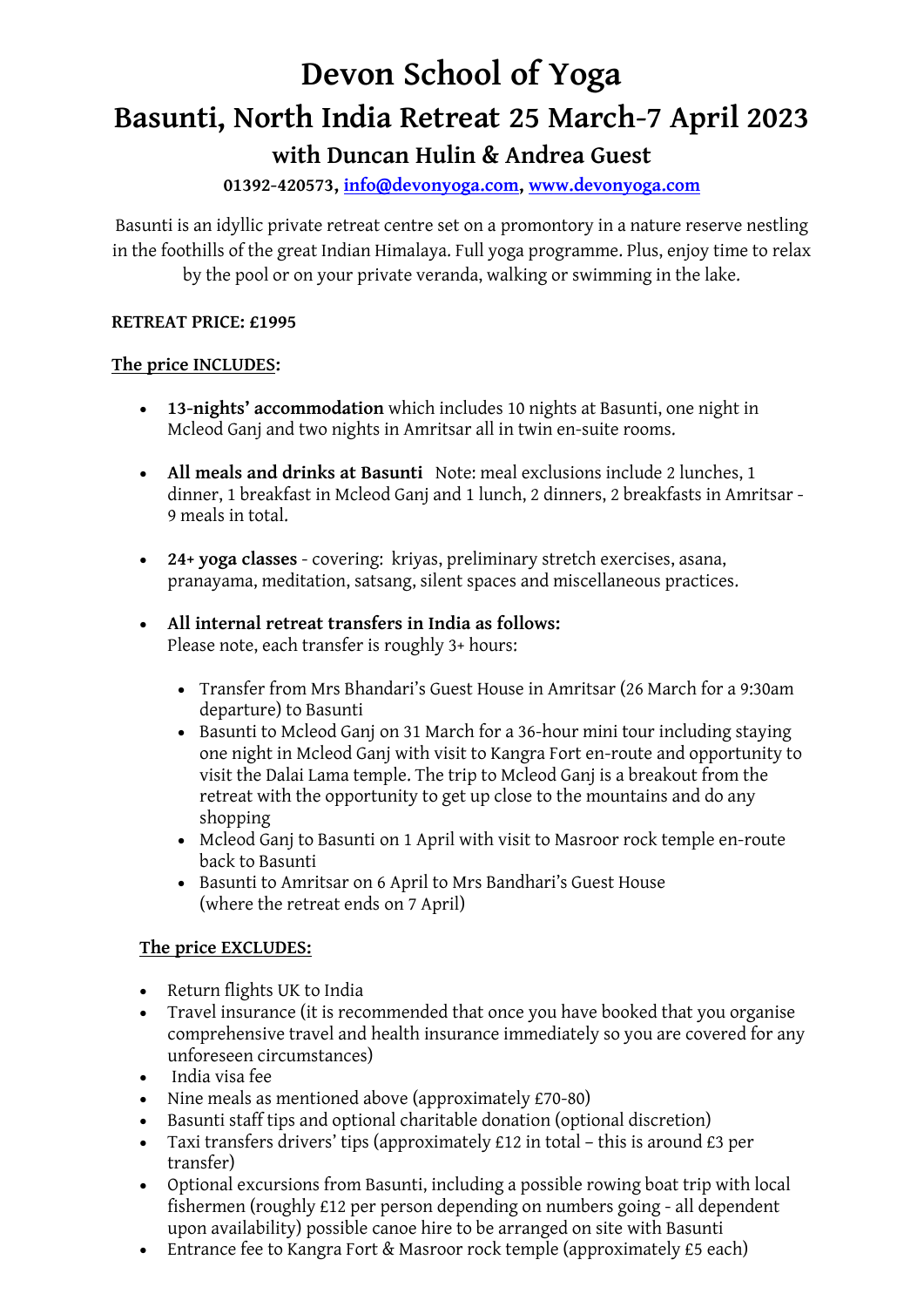# Devon School of Yoga

## Basunti, North India Retreat 25 March-7 April 2023

### with Duncan Hulin & Andrea Guest

**01392-420573, info@devonyoga.com, www.devonyoga.com**

Basunti is an idyllic private retreat centre set on a promontory in a nature reserve nestling in the foothills of the great Indian Himalaya. Full yoga programme. Plus, enjoy time to relax by the pool or on your private veranda, walking or swimming in the lake.

**RETREAT PRICE: £1995**

**The price INCLUDES:**

- **13-nights' accommodation** which includes 10 nights at Basunti, one night in Mcleod Ganj and two nights in Amritsar all in twin en-suite rooms.
- **All meals and drinks at Basunti** Note: meal exclusions include 2 lunches, 1 dinner, 1 breakfast in Mcleod Ganj and 1 lunch, 2 dinners, 2 breakfasts in Amritsar - 9 meals in total.
- **24+ yoga classes** - covering: kriyas, preliminary stretch exercises, asana, pranayama, meditation, satsang, silent spaces and miscellaneous practices.
- **All internal retreat transfers in India as follows:**
  Please note, each transfer is roughly 3+ hours:
  - Transfer from Mrs Bhandari's Guest House in Amritsar (26 March for a 9:30am departure) to Basunti
  - Basunti to Mcleod Ganj on 31 March for a 36-hour mini tour including staying one night in Mcleod Ganj with visit to Kangra Fort en-route and opportunity to visit the Dalai Lama temple. The trip to Mcleod Ganj is a breakout from the retreat with the opportunity to get up close to the mountains and do any shopping
  - Mcleod Ganj to Basunti on 1 April with visit to Masroor rock temple en-route back to Basunti
  - Basunti to Amritsar on 6 April to Mrs Bandhari's Guest House (where the retreat ends on 7 April)

**The price EXCLUDES:**

- Return flights UK to India
- Travel insurance (it is recommended that once you have booked that you organise comprehensive travel and health insurance immediately so you are covered for any unforeseen circumstances)
- India visa fee
- Nine meals as mentioned above (approximately £70-80)
- Basunti staff tips and optional charitable donation (optional discretion)
- Taxi transfers drivers' tips (approximately £12 in total – this is around £3 per transfer)
- Optional excursions from Basunti, including a possible rowing boat trip with local fishermen (roughly £12 per person depending on numbers going - all dependent upon availability) possible canoe hire to be arranged on site with Basunti
- Entrance fee to Kangra Fort & Masroor rock temple (approximately £5 each)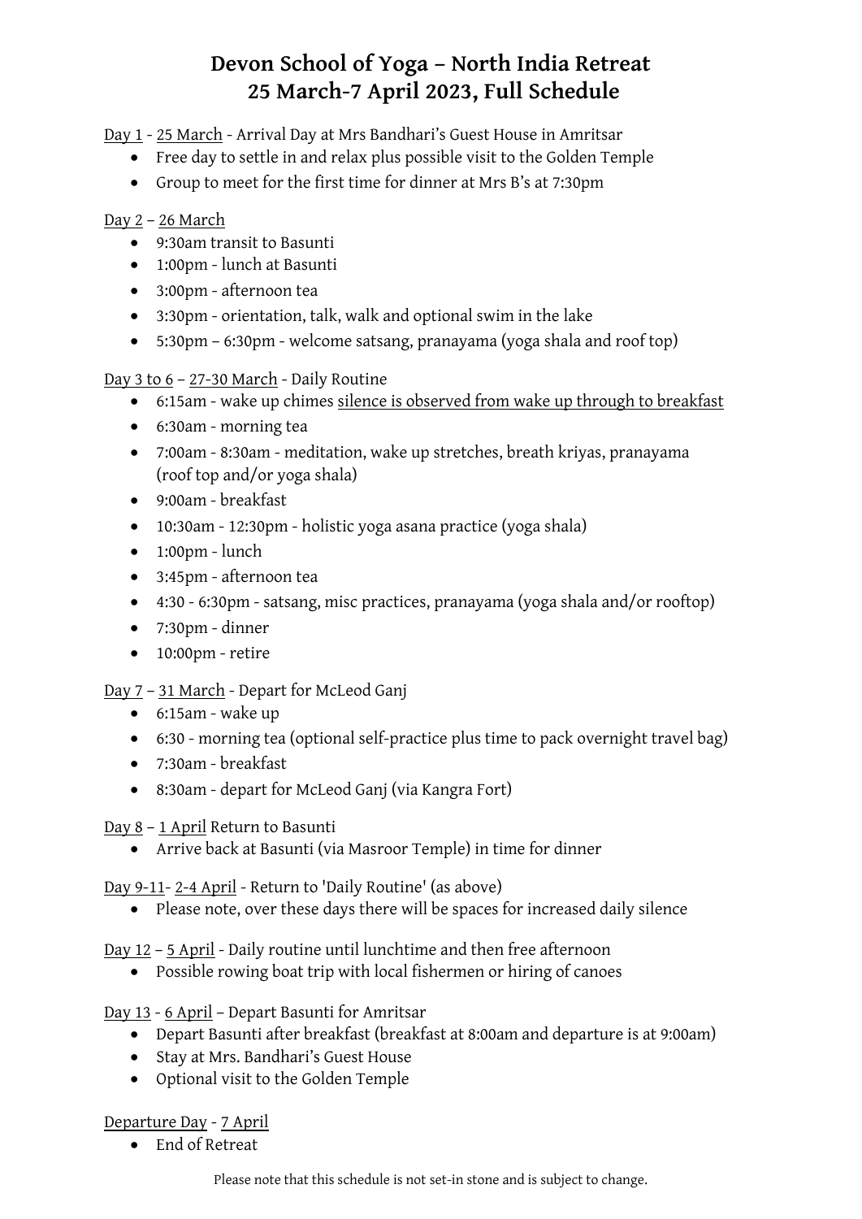# Devon School of Yoga – North India Retreat
# 25 March-7 April 2023, Full Schedule

<u>Day 1</u> - <u>25 March</u> - Arrival Day at Mrs Bandhari's Guest House in Amritsar

- Free day to settle in and relax plus possible visit to the Golden Temple
- Group to meet for the first time for dinner at Mrs B's at 7:30pm

<u>Day 2</u> – <u>26 March</u>

- 9:30am transit to Basunti
- 1:00pm - lunch at Basunti
- 3:00pm - afternoon tea
- 3:30pm - orientation, talk, walk and optional swim in the lake
- 5:30pm – 6:30pm - welcome satsang, pranayama (yoga shala and roof top)

<u>Day 3 to 6</u> – <u>27-30 March</u> - Daily Routine

- 6:15am - wake up chimes <u>silence is observed from wake up through to breakfast</u>
- 6:30am - morning tea
- 7:00am - 8:30am - meditation, wake up stretches, breath kriyas, pranayama (roof top and/or yoga shala)
- 9:00am - breakfast
- 10:30am - 12:30pm - holistic yoga asana practice (yoga shala)
- 1:00pm - lunch
- 3:45pm - afternoon tea
- 4:30 - 6:30pm - satsang, misc practices, pranayama (yoga shala and/or rooftop)
- 7:30pm - dinner
- 10:00pm - retire

<u>Day 7</u> – <u>31 March</u> - Depart for McLeod Ganj

- 6:15am - wake up
- 6:30 - morning tea (optional self-practice plus time to pack overnight travel bag)
- 7:30am - breakfast
- 8:30am - depart for McLeod Ganj (via Kangra Fort)

<u>Day 8</u> – <u>1 April</u> Return to Basunti

- Arrive back at Basunti (via Masroor Temple) in time for dinner

<u>Day 9-11</u>- <u>2-4 April</u> - Return to 'Daily Routine' (as above)

- Please note, over these days there will be spaces for increased daily silence

<u>Day 12</u> – <u>5 April</u> - Daily routine until lunchtime and then free afternoon

- Possible rowing boat trip with local fishermen or hiring of canoes

<u>Day 13</u> - <u>6 April</u> – Depart Basunti for Amritsar

- Depart Basunti after breakfast (breakfast at 8:00am and departure is at 9:00am)
- Stay at Mrs. Bandhari's Guest House
- Optional visit to the Golden Temple

<u>Departure Day</u> - <u>7 April</u>

- End of Retreat

Please note that this schedule is not set-in stone and is subject to change.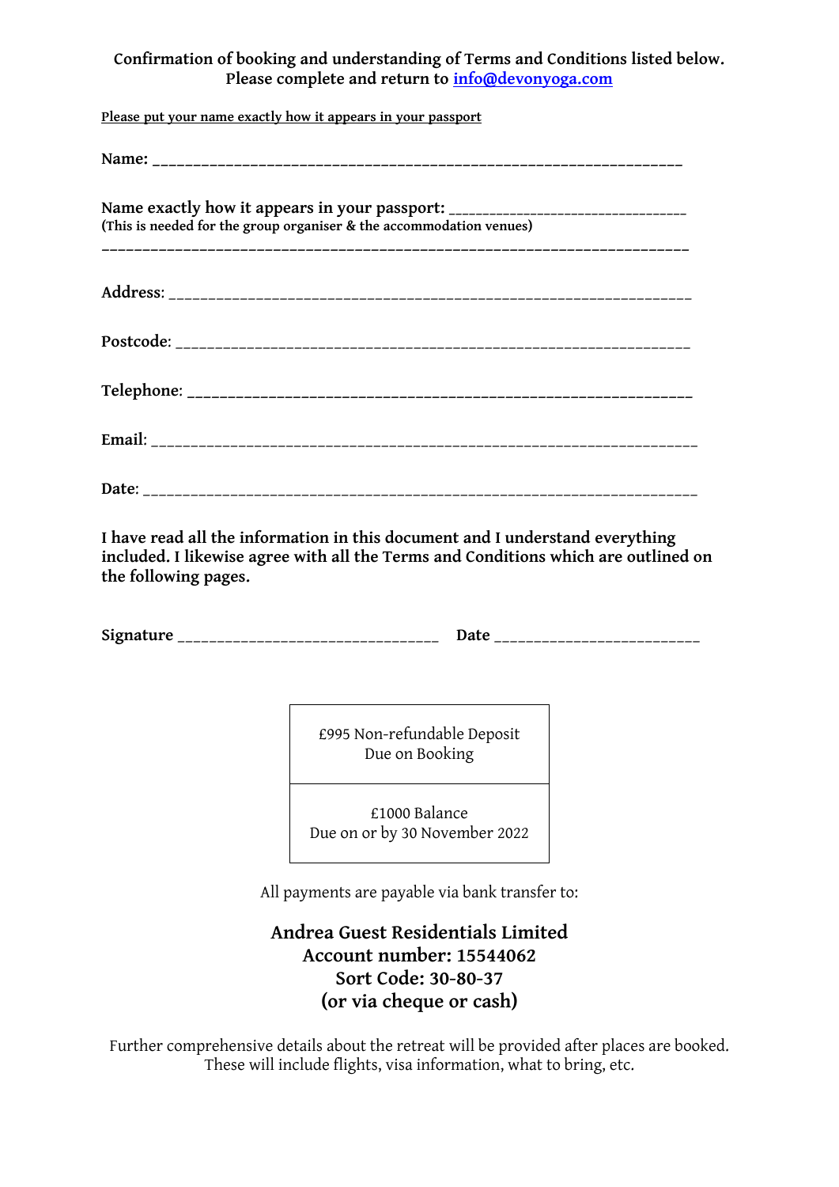**Confirmation of booking and understanding of Terms and Conditions listed below.**
**Please complete and return to info@devonyoga.com**

**Please put your name exactly how it appears in your passport**

**Name:** ________________________________________________________________

**Name exactly how it appears in your passport:** ________________________________
**(This is needed for the group organiser & the accommodation venues)**
________________________________________________________________________

**Address**: ________________________________________________________________

**Postcode**: _______________________________________________________________

**Telephone**: _____________________________________________________________

**Email**: __________________________________________________________________

**Date**: ___________________________________________________________________

**I have read all the information in this document and I understand everything included. I likewise agree with all the Terms and Conditions which are outlined on the following pages.**

**Signature** ________________________________ **Date** _________________________

| £995 Non-refundable Deposit Due on Booking |
|---|
| £1000 Balance Due on or by 30 November 2022 |

All payments are payable via bank transfer to:

**Andrea Guest Residentials Limited**
**Account number: 15544062**
**Sort Code: 30-80-37**
**(or via cheque or cash)**

Further comprehensive details about the retreat will be provided after places are booked. These will include flights, visa information, what to bring, etc.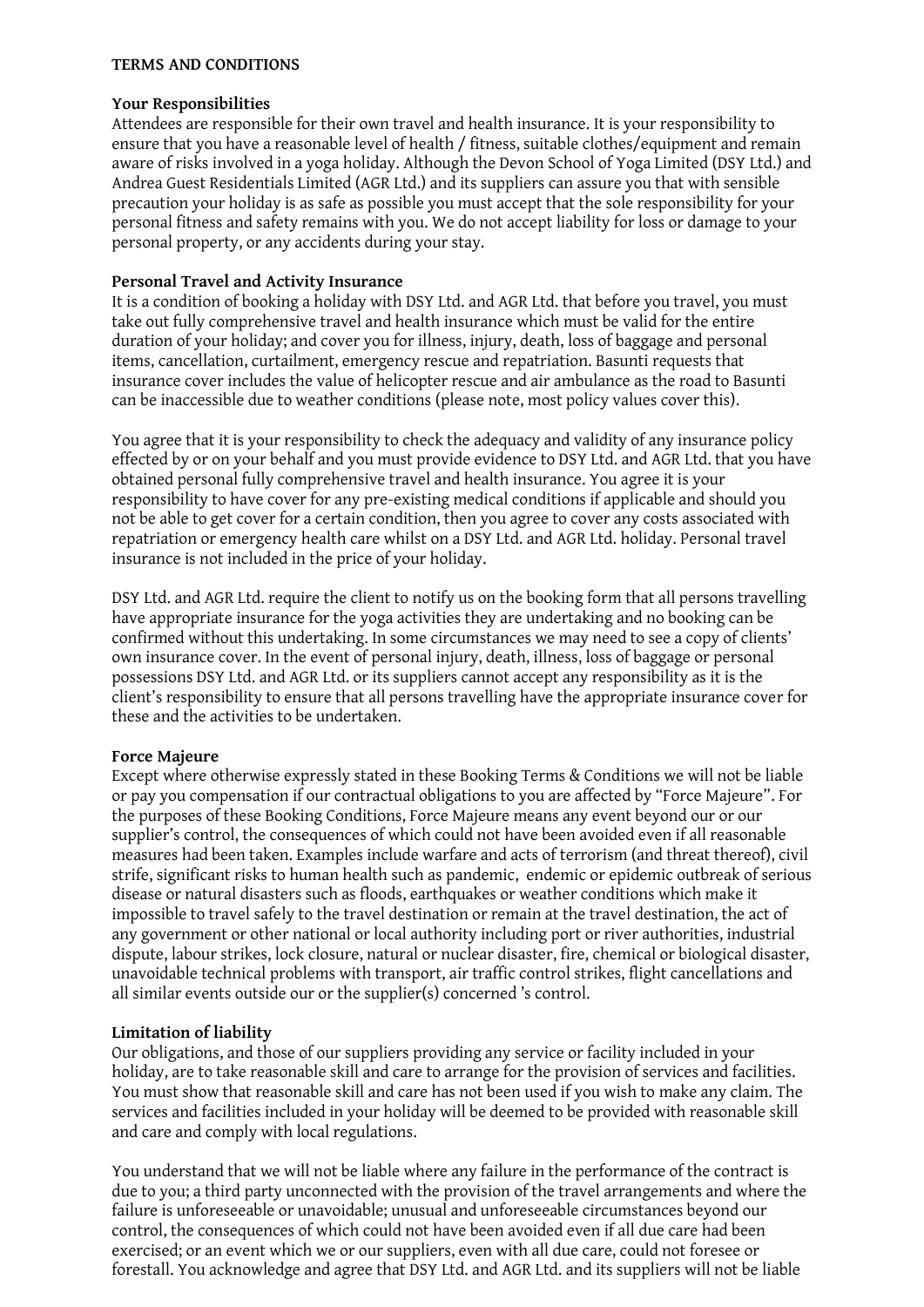**TERMS AND CONDITIONS**

**Your Responsibilities**

Attendees are responsible for their own travel and health insurance. It is your responsibility to ensure that you have a reasonable level of health / fitness, suitable clothes/equipment and remain aware of risks involved in a yoga holiday. Although the Devon School of Yoga Limited (DSY Ltd.) and Andrea Guest Residentials Limited (AGR Ltd.) and its suppliers can assure you that with sensible precaution your holiday is as safe as possible you must accept that the sole responsibility for your personal fitness and safety remains with you. We do not accept liability for loss or damage to your personal property, or any accidents during your stay.

**Personal Travel and Activity Insurance**

It is a condition of booking a holiday with DSY Ltd. and AGR Ltd. that before you travel, you must take out fully comprehensive travel and health insurance which must be valid for the entire duration of your holiday; and cover you for illness, injury, death, loss of baggage and personal items, cancellation, curtailment, emergency rescue and repatriation. Basunti requests that insurance cover includes the value of helicopter rescue and air ambulance as the road to Basunti can be inaccessible due to weather conditions (please note, most policy values cover this).

You agree that it is your responsibility to check the adequacy and validity of any insurance policy effected by or on your behalf and you must provide evidence to DSY Ltd. and AGR Ltd. that you have obtained personal fully comprehensive travel and health insurance. You agree it is your responsibility to have cover for any pre-existing medical conditions if applicable and should you not be able to get cover for a certain condition, then you agree to cover any costs associated with repatriation or emergency health care whilst on a DSY Ltd. and AGR Ltd. holiday. Personal travel insurance is not included in the price of your holiday.

DSY Ltd. and AGR Ltd. require the client to notify us on the booking form that all persons travelling have appropriate insurance for the yoga activities they are undertaking and no booking can be confirmed without this undertaking. In some circumstances we may need to see a copy of clients' own insurance cover. In the event of personal injury, death, illness, loss of baggage or personal possessions DSY Ltd. and AGR Ltd. or its suppliers cannot accept any responsibility as it is the client's responsibility to ensure that all persons travelling have the appropriate insurance cover for these and the activities to be undertaken.

**Force Majeure**

Except where otherwise expressly stated in these Booking Terms & Conditions we will not be liable or pay you compensation if our contractual obligations to you are affected by "Force Majeure". For the purposes of these Booking Conditions, Force Majeure means any event beyond our or our supplier's control, the consequences of which could not have been avoided even if all reasonable measures had been taken. Examples include warfare and acts of terrorism (and threat thereof), civil strife, significant risks to human health such as pandemic, endemic or epidemic outbreak of serious disease or natural disasters such as floods, earthquakes or weather conditions which make it impossible to travel safely to the travel destination or remain at the travel destination, the act of any government or other national or local authority including port or river authorities, industrial dispute, labour strikes, lock closure, natural or nuclear disaster, fire, chemical or biological disaster, unavoidable technical problems with transport, air traffic control strikes, flight cancellations and all similar events outside our or the supplier(s) concerned 's control.

**Limitation of liability**

Our obligations, and those of our suppliers providing any service or facility included in your holiday, are to take reasonable skill and care to arrange for the provision of services and facilities. You must show that reasonable skill and care has not been used if you wish to make any claim. The services and facilities included in your holiday will be deemed to be provided with reasonable skill and care and comply with local regulations.

You understand that we will not be liable where any failure in the performance of the contract is due to you; a third party unconnected with the provision of the travel arrangements and where the failure is unforeseeable or unavoidable; unusual and unforeseeable circumstances beyond our control, the consequences of which could not have been avoided even if all due care had been exercised; or an event which we or our suppliers, even with all due care, could not foresee or forestall. You acknowledge and agree that DSY Ltd. and AGR Ltd. and its suppliers will not be liable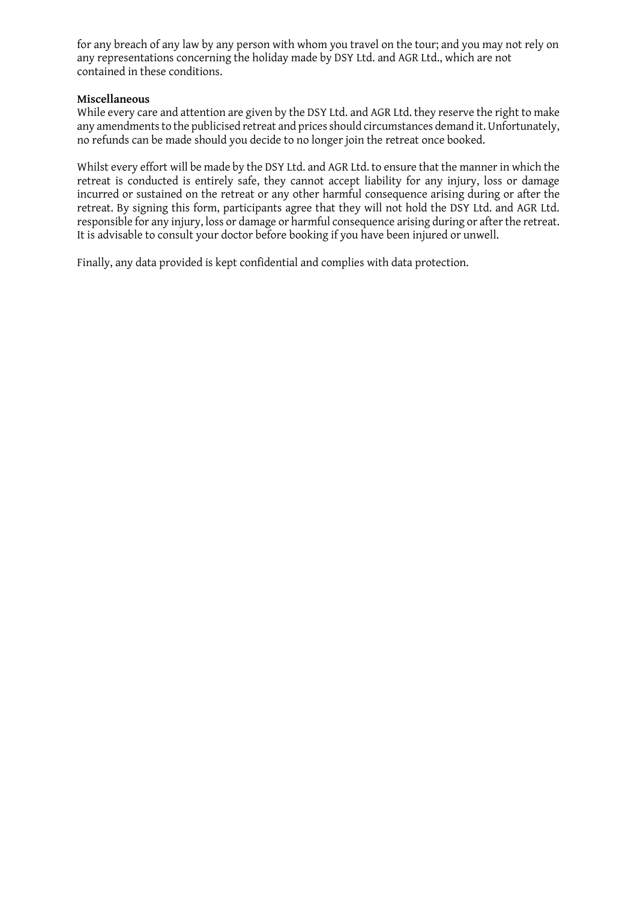for any breach of any law by any person with whom you travel on the tour; and you may not rely on any representations concerning the holiday made by DSY Ltd. and AGR Ltd., which are not contained in these conditions.

**Miscellaneous**

While every care and attention are given by the DSY Ltd. and AGR Ltd. they reserve the right to make any amendments to the publicised retreat and prices should circumstances demand it. Unfortunately, no refunds can be made should you decide to no longer join the retreat once booked.

Whilst every effort will be made by the DSY Ltd. and AGR Ltd. to ensure that the manner in which the retreat is conducted is entirely safe, they cannot accept liability for any injury, loss or damage incurred or sustained on the retreat or any other harmful consequence arising during or after the retreat. By signing this form, participants agree that they will not hold the DSY Ltd. and AGR Ltd. responsible for any injury, loss or damage or harmful consequence arising during or after the retreat. It is advisable to consult your doctor before booking if you have been injured or unwell.

Finally, any data provided is kept confidential and complies with data protection.